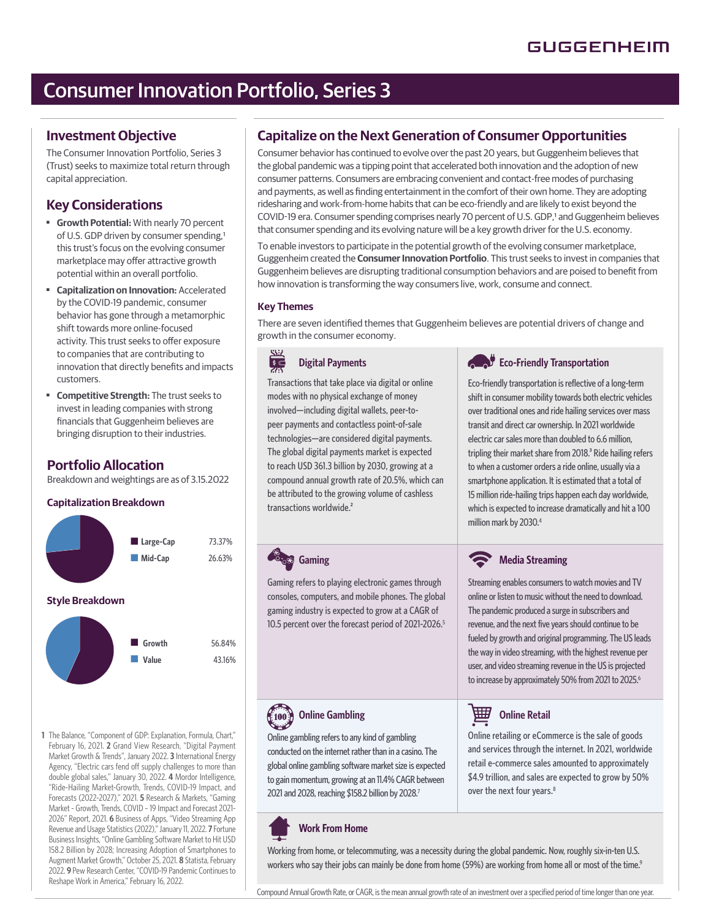# Consumer Innovation Portfolio, Series 3

## Investment Objective

The Consumer Innovation Portfolio, Series 3 (Trust) seeks to maximize total return through capital appreciation.

## Key Considerations

- **Growth Potential:** With nearly 70 percent of U.S. GDP driven by consumer spending,[1] this trust's focus on the evolving consumer marketplace may offer attractive growth potential within an overall portfolio.
- **Capitalization on Innovation:** Accelerated by the COVID-19 pandemic, consumer behavior has gone through a metamorphic shift towards more online-focused activity. This trust seeks to offer exposure to companies that are contributing to innovation that directly benefits and impacts customers.
- **Competitive Strength:** The trust seeks to invest in leading companies with strong financials that Guggenheim believes are bringing disruption to their industries.

## Portfolio Allocation

Breakdown and weightings are as of 3.15.2022

### Capitalization Breakdown

| | |
|---|---|
| Large-Cap | 73.37% |
| Mid-Cap | 26.63% |

### Style Breakdown

| | |
|---|---|
| Growth | 56.84% |
| Value | 43.16% |

## Capitalize on the Next Generation of Consumer Opportunities

Consumer behavior has continued to evolve over the past 20 years, but Guggenheim believes that the global pandemic was a tipping point that accelerated both innovation and the adoption of new consumer patterns. Consumers are embracing convenient and contact-free modes of purchasing and payments, as well as finding entertainment in the comfort of their own home. They are adopting ridesharing and work-from-home habits that can be eco-friendly and are likely to exist beyond the COVID-19 era. Consumer spending comprises nearly 70 percent of U.S. GDP,[1] and Guggenheim believes that consumer spending and its evolving nature will be a key growth driver for the U.S. economy.

To enable investors to participate in the potential growth of the evolving consumer marketplace, Guggenheim created the **Consumer Innovation Portfolio**. This trust seeks to invest in companies that Guggenheim believes are disrupting traditional consumption behaviors and are poised to benefit from how innovation is transforming the way consumers live, work, consume and connect.

### Key Themes

There are seven identified themes that Guggenheim believes are potential drivers of change and growth in the consumer economy.

#### Digital Payments

Transactions that take place via digital or online modes with no physical exchange of money involved—including digital wallets, peer-to-peer payments and contactless point-of-sale technologies—are considered digital payments. The global digital payments market is expected to reach USD 361.3 billion by 2030, growing at a compound annual growth rate of 20.5%, which can be attributed to the growing volume of cashless transactions worldwide.[2]

#### Eco-Friendly Transportation

Eco-friendly transportation is reflective of a long-term shift in consumer mobility towards both electric vehicles over traditional ones and ride hailing services over mass transit and direct car ownership. In 2021 worldwide electric car sales more than doubled to 6.6 million, tripling their market share from 2018.[3] Ride hailing refers to when a customer orders a ride online, usually via a smartphone application. It is estimated that a total of 15 million ride-hailing trips happen each day worldwide, which is expected to increase dramatically and hit a 100 million mark by 2030.[4]

#### Gaming

Gaming refers to playing electronic games through consoles, computers, and mobile phones. The global gaming industry is expected to grow at a CAGR of 10.5 percent over the forecast period of 2021-2026.[5]

#### Media Streaming

Streaming enables consumers to watch movies and TV online or listen to music without the need to download. The pandemic produced a surge in subscribers and revenue, and the next five years should continue to be fueled by growth and original programming. The US leads the way in video streaming, with the highest revenue per user, and video streaming revenue in the US is projected to increase by approximately 50% from 2021 to 2025.[6]

#### Online Gambling

Online gambling refers to any kind of gambling conducted on the internet rather than in a casino. The global online gambling software market size is expected to gain momentum, growing at an 11.4% CAGR between 2021 and 2028, reaching $158.2 billion by 2028.[7]

#### Online Retail

Online retailing or eCommerce is the sale of goods and services through the internet. In 2021, worldwide retail e-commerce sales amounted to approximately $4.9 trillion, and sales are expected to grow by 50% over the next four years.[8]

#### Work From Home

Working from home, or telecommuting, was a necessity during the global pandemic. Now, roughly six-in-ten U.S. workers who say their jobs can mainly be done from home (59%) are working from home all or most of the time.[9]

Compound Annual Growth Rate, or CAGR, is the mean annual growth rate of an investment over a specified period of time longer than one year.

1 The Balance, "Component of GDP: Explanation, Formula, Chart," February 16, 2021. 2 Grand View Research, "Digital Payment Market Growth & Trends", January 2022. 3 International Energy Agency, "Electric cars fend off supply challenges to more than double global sales," January 30, 2022. 4 Mordor Intelligence, "Ride-Hailing Market-Growth, Trends, COVID-19 Impact, and Forecasts (2022-2027)," 2021. 5 Research & Markets, "Gaming Market - Growth, Trends, COVID - 19 Impact and Forecast 2021-2026" Report, 2021. 6 Business of Apps, "Video Streaming App Revenue and Usage Statistics (2022)," January 11, 2022. 7 Fortune Business Insights, "Online Gambling Software Market to Hit USD 158.2 Billion by 2028; Increasing Adoption of Smartphones to Augment Market Growth," October 25, 2021. 8 Statista, February 2022. 9 Pew Research Center, "COVID-19 Pandemic Continues to Reshape Work in America," February 16, 2022.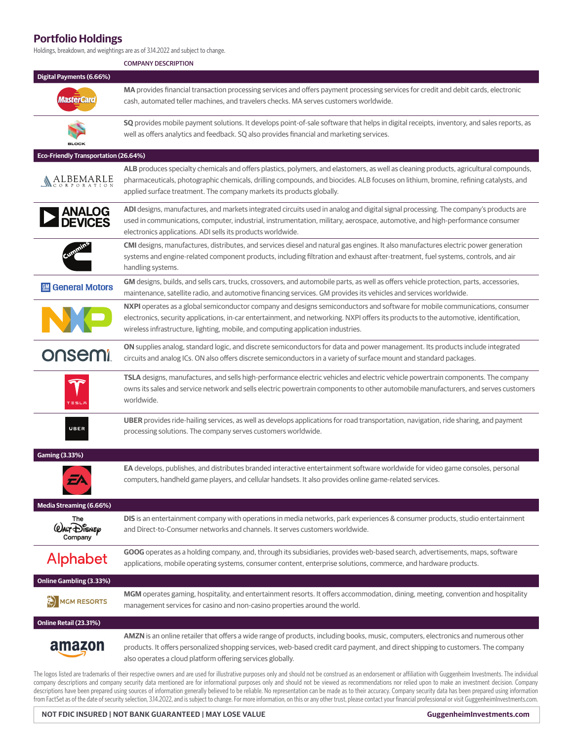## Portfolio Holdings

Holdings, breakdown, and weightings are as of 3.14.2022 and subject to change.

| | COMPANY DESCRIPTION |
|---|---|
| **Digital Payments (6.66%)** | |
| MasterCard | **MA** provides financial transaction processing services and offers payment processing services for credit and debit cards, electronic cash, automated teller machines, and travelers checks. MA serves customers worldwide. |
| Block | **SQ** provides mobile payment solutions. It develops point-of-sale software that helps in digital receipts, inventory, and sales reports, as well as offers analytics and feedback. SQ also provides financial and marketing services. |
| **Eco-Friendly Transportation (26.64%)** | |
| Albemarle Corporation | **ALB** produces specialty chemicals and offers plastics, polymers, and elastomers, as well as cleaning products, agricultural compounds, pharmaceuticals, photographic chemicals, drilling compounds, and biocides. ALB focuses on lithium, bromine, refining catalysts, and applied surface treatment. The company markets its products globally. |
| Analog Devices | **ADI** designs, manufactures, and markets integrated circuits used in analog and digital signal processing. The company's products are used in communications, computer, industrial, instrumentation, military, aerospace, automotive, and high-performance consumer electronics applications. ADI sells its products worldwide. |
| Cummins | **CMI** designs, manufactures, distributes, and services diesel and natural gas engines. It also manufactures electric power generation systems and engine-related component products, including filtration and exhaust after-treatment, fuel systems, controls, and air handling systems. |
| General Motors | **GM** designs, builds, and sells cars, trucks, crossovers, and automobile parts, as well as offers vehicle protection, parts, accessories, maintenance, satellite radio, and automotive financing services. GM provides its vehicles and services worldwide. |
| NXP | **NXPI** operates as a global semiconductor company and designs semiconductors and software for mobile communications, consumer electronics, security applications, in-car entertainment, and networking. NXPI offers its products to the automotive, identification, wireless infrastructure, lighting, mobile, and computing application industries. |
| onsemi | **ON** supplies analog, standard logic, and discrete semiconductors for data and power management. Its products include integrated circuits and analog ICs. ON also offers discrete semiconductors in a variety of surface mount and standard packages. |
| Tesla | **TSLA** designs, manufactures, and sells high-performance electric vehicles and electric vehicle powertrain components. The company owns its sales and service network and sells electric powertrain components to other automobile manufacturers, and serves customers worldwide. |
| Uber | **UBER** provides ride-hailing services, as well as develops applications for road transportation, navigation, ride sharing, and payment processing solutions. The company serves customers worldwide. |
| **Gaming (3.33%)** | |
| EA | **EA** develops, publishes, and distributes branded interactive entertainment software worldwide for video game consoles, personal computers, handheld game players, and cellular handsets. It also provides online game-related services. |
| **Media Streaming (6.66%)** | |
| The Walt Disney Company | **DIS** is an entertainment company with operations in media networks, park experiences & consumer products, studio entertainment and Direct-to-Consumer networks and channels. It serves customers worldwide. |
| Alphabet | **GOOG** operates as a holding company, and, through its subsidiaries, provides web-based search, advertisements, maps, software applications, mobile operating systems, consumer content, enterprise solutions, commerce, and hardware products. |
| **Online Gambling (3.33%)** | |
| MGM Resorts | **MGM** operates gaming, hospitality, and entertainment resorts. It offers accommodation, dining, meeting, convention and hospitality management services for casino and non-casino properties around the world. |
| **Online Retail (23.31%)** | |
| amazon | **AMZN** is an online retailer that offers a wide range of products, including books, music, computers, electronics and numerous other products. It offers personalized shopping services, web-based credit card payment, and direct shipping to customers. The company also operates a cloud platform offering services globally. |

The logos listed are trademarks of their respective owners and are used for illustrative purposes only and should not be construed as an endorsement or affiliation with Guggenheim Investments. The individual company descriptions and company security data mentioned are for informational purposes only and should not be viewed as recommendations nor relied upon to make an investment decision. Company descriptions have been prepared using sources of information generally believed to be reliable. No representation can be made as to their accuracy. Company security data has been prepared using information from FactSet as of the date of security selection, 3.14.2022, and is subject to change. For more information, on this or any other trust, please contact your financial professional or visit GuggenheimInvestments.com.

**NOT FDIC INSURED | NOT BANK GUARANTEED | MAY LOSE VALUE** **GuggenheimInvestments.com**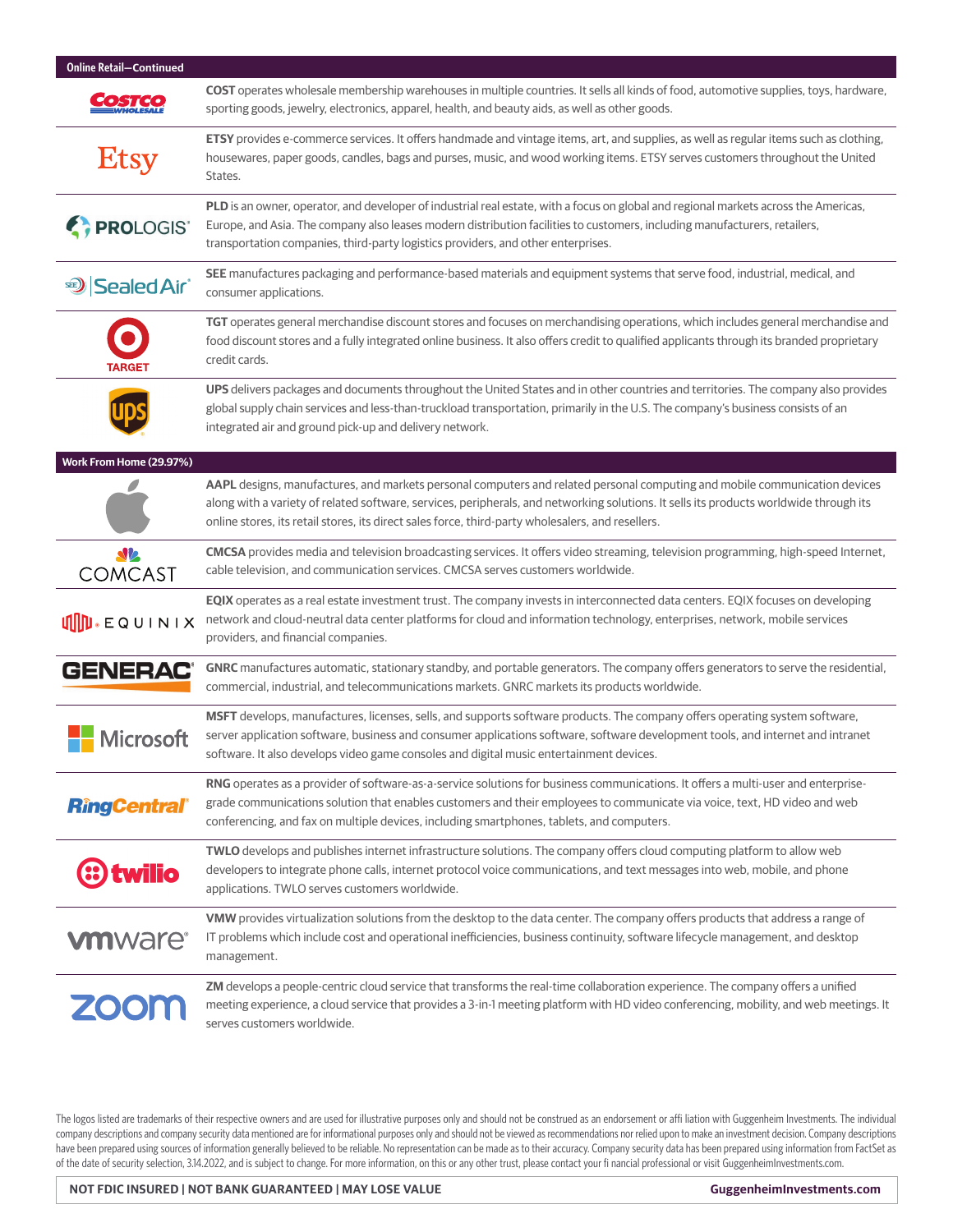## Online Retail—Continued

| Company | Description |
| --- | --- |
| Costco Wholesale | **COST** operates wholesale membership warehouses in multiple countries. It sells all kinds of food, automotive supplies, toys, hardware, sporting goods, jewelry, electronics, apparel, health, and beauty aids, as well as other goods. |
| Etsy | **ETSY** provides e-commerce services. It offers handmade and vintage items, art, and supplies, as well as regular items such as clothing, housewares, paper goods, candles, bags and purses, music, and wood working items. ETSY serves customers throughout the United States. |
| Prologis | **PLD** is an owner, operator, and developer of industrial real estate, with a focus on global and regional markets across the Americas, Europe, and Asia. The company also leases modern distribution facilities to customers, including manufacturers, retailers, transportation companies, third-party logistics providers, and other enterprises. |
| Sealed Air | **SEE** manufactures packaging and performance-based materials and equipment systems that serve food, industrial, medical, and consumer applications. |
| Target | **TGT** operates general merchandise discount stores and focuses on merchandising operations, which includes general merchandise and food discount stores and a fully integrated online business. It also offers credit to qualified applicants through its branded proprietary credit cards. |
| UPS | **UPS** delivers packages and documents throughout the United States and in other countries and territories. The company also provides global supply chain services and less-than-truckload transportation, primarily in the U.S. The company's business consists of an integrated air and ground pick-up and delivery network. |

## Work From Home (29.97%)

| Company | Description |
| --- | --- |
| Apple | **AAPL** designs, manufactures, and markets personal computers and related personal computing and mobile communication devices along with a variety of related software, services, peripherals, and networking solutions. It sells its products worldwide through its online stores, its retail stores, its direct sales force, third-party wholesalers, and resellers. |
| Comcast | **CMCSA** provides media and television broadcasting services. It offers video streaming, television programming, high-speed Internet, cable television, and communication services. CMCSA serves customers worldwide. |
| Equinix | **EQIX** operates as a real estate investment trust. The company invests in interconnected data centers. EQIX focuses on developing network and cloud-neutral data center platforms for cloud and information technology, enterprises, network, mobile services providers, and financial companies. |
| Generac | **GNRC** manufactures automatic, stationary standby, and portable generators. The company offers generators to serve the residential, commercial, industrial, and telecommunications markets. GNRC markets its products worldwide. |
| Microsoft | **MSFT** develops, manufactures, licenses, sells, and supports software products. The company offers operating system software, server application software, business and consumer applications software, software development tools, and internet and intranet software. It also develops video game consoles and digital music entertainment devices. |
| RingCentral | **RNG** operates as a provider of software-as-a-service solutions for business communications. It offers a multi-user and enterprise-grade communications solution that enables customers and their employees to communicate via voice, text, HD video and web conferencing, and fax on multiple devices, including smartphones, tablets, and computers. |
| Twilio | **TWLO** develops and publishes internet infrastructure solutions. The company offers cloud computing platform to allow web developers to integrate phone calls, internet protocol voice communications, and text messages into web, mobile, and phone applications. TWLO serves customers worldwide. |
| VMware | **VMW** provides virtualization solutions from the desktop to the data center. The company offers products that address a range of IT problems which include cost and operational inefficiencies, business continuity, software lifecycle management, and desktop management. |
| Zoom | **ZM** develops a people-centric cloud service that transforms the real-time collaboration experience. The company offers a unified meeting experience, a cloud service that provides a 3-in-1 meeting platform with HD video conferencing, mobility, and web meetings. It serves customers worldwide. |

The logos listed are trademarks of their respective owners and are used for illustrative purposes only and should not be construed as an endorsement or affi liation with Guggenheim Investments. The individual company descriptions and company security data mentioned are for informational purposes only and should not be viewed as recommendations nor relied upon to make an investment decision. Company descriptions have been prepared using sources of information generally believed to be reliable. No representation can be made as to their accuracy. Company security data has been prepared using information from FactSet as of the date of security selection, 3.14.2022, and is subject to change. For more information, on this or any other trust, please contact your fi nancial professional or visit GuggenheimInvestments.com.

**NOT FDIC INSURED | NOT BANK GUARANTEED | MAY LOSE VALUE** — **GuggenheimInvestments.com**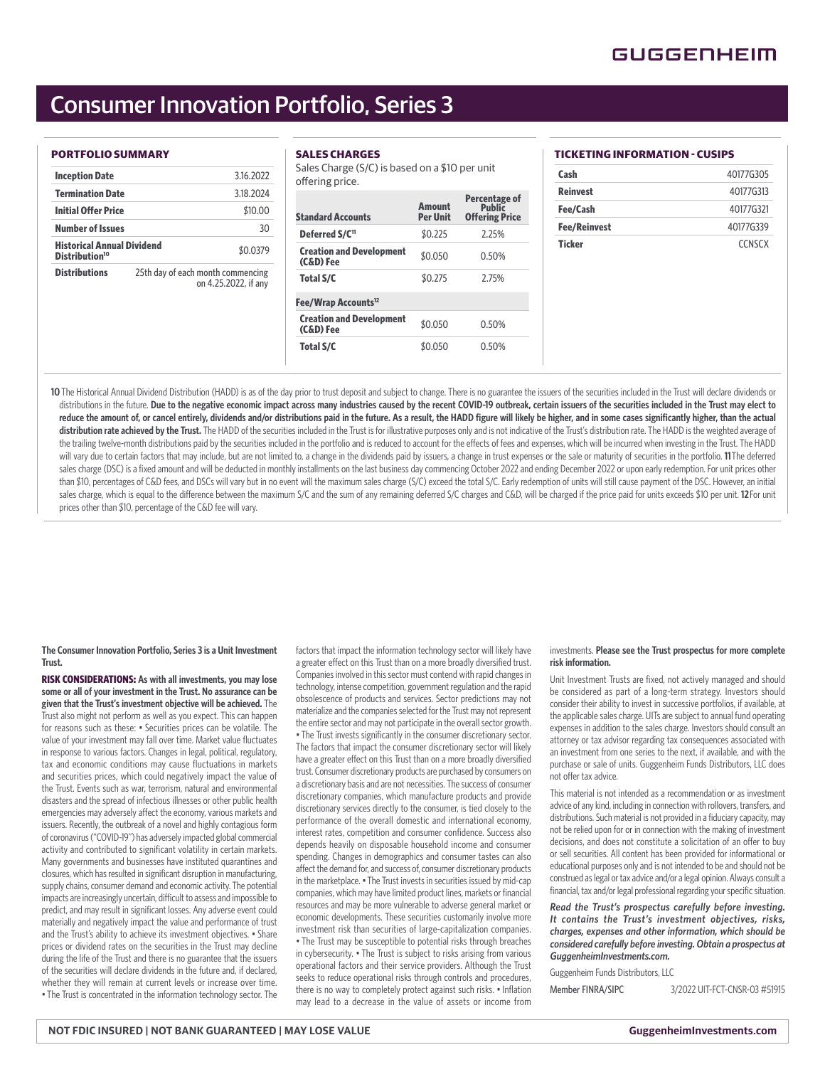GUGGENHEIM

# Consumer Innovation Portfolio, Series 3

## PORTFOLIO SUMMARY

| | |
|---|---|
| **Inception Date** | 3.16.2022 |
| **Termination Date** | 3.18.2024 |
| **Initial Offer Price** | $10.00 |
| **Number of Issues** | 30 |
| **Historical Annual Dividend Distribution**[10] | $0.0379 |
| **Distributions** | 25th day of each month commencing on 4.25.2022, if any |

## SALES CHARGES

Sales Charge (S/C) is based on a $10 per unit offering price.

| Standard Accounts | Amount Per Unit | Percentage of Public Offering Price |
|---|---|---|
| **Deferred S/C**[11] | $0.225 | 2.25% |
| **Creation and Development (C&D) Fee** | $0.050 | 0.50% |
| **Total S/C** | $0.275 | 2.75% |
| **Fee/Wrap Accounts**[12] | | |
| **Creation and Development (C&D) Fee** | $0.050 | 0.50% |
| **Total S/C** | $0.050 | 0.50% |

## TICKETING INFORMATION - CUSIPS

| | |
|---|---|
| **Cash** | 40177G305 |
| **Reinvest** | 40177G313 |
| **Fee/Cash** | 40177G321 |
| **Fee/Reinvest** | 40177G339 |
| **Ticker** | CCNSCX |

**10** The Historical Annual Dividend Distribution (HADD) is as of the day prior to trust deposit and subject to change. There is no guarantee the issuers of the securities included in the Trust will declare dividends or distributions in the future. **Due to the negative economic impact across many industries caused by the recent COVID-19 outbreak, certain issuers of the securities included in the Trust may elect to reduce the amount of, or cancel entirely, dividends and/or distributions paid in the future. As a result, the HADD figure will likely be higher, and in some cases significantly higher, than the actual distribution rate achieved by the Trust.** The HADD of the securities included in the Trust is for illustrative purposes only and is not indicative of the Trust's distribution rate. The HADD is the weighted average of the trailing twelve-month distributions paid by the securities included in the portfolio and is reduced to account for the effects of fees and expenses, which will be incurred when investing in the Trust. The HADD will vary due to certain factors that may include, but are not limited to, a change in the dividends paid by issuers, a change in trust expenses or the sale or maturity of securities in the portfolio. **11** The deferred sales charge (DSC) is a fixed amount and will be deducted in monthly installments on the last business day commencing October 2022 and ending December 2022 or upon early redemption. For unit prices other than $10, percentages of C&D fees, and DSCs will vary but in no event will the maximum sales charge (S/C) exceed the total S/C. Early redemption of units will still cause payment of the DSC. However, an initial sales charge, which is equal to the difference between the maximum S/C and the sum of any remaining deferred S/C charges and C&D, will be charged if the price paid for units exceeds $10 per unit. **12** For unit prices other than $10, percentage of the C&D fee will vary.

**The Consumer Innovation Portfolio, Series 3 is a Unit Investment Trust.**

**RISK CONSIDERATIONS: As with all investments, you may lose some or all of your investment in the Trust. No assurance can be given that the Trust's investment objective will be achieved.** The Trust also might not perform as well as you expect. This can happen for reasons such as these: • Securities prices can be volatile. The value of your investment may fall over time. Market value fluctuates in response to various factors. Changes in legal, political, regulatory, tax and economic conditions may cause fluctuations in markets and securities prices, which could negatively impact the value of the Trust. Events such as war, terrorism, natural and environmental disasters and the spread of infectious illnesses or other public health emergencies may adversely affect the economy, various markets and issuers. Recently, the outbreak of a novel and highly contagious form of coronavirus ("COVID-19") has adversely impacted global commercial activity and contributed to significant volatility in certain markets. Many governments and businesses have instituted quarantines and closures, which has resulted in significant disruption in manufacturing, supply chains, consumer demand and economic activity. The potential impacts are increasingly uncertain, difficult to assess and impossible to predict, and may result in significant losses. Any adverse event could materially and negatively impact the value and performance of trust and the Trust's ability to achieve its investment objectives. • Share prices or dividend rates on the securities in the Trust may decline during the life of the Trust and there is no guarantee that the issuers of the securities will declare dividends in the future and, if declared, whether they will remain at current levels or increase over time. • The Trust is concentrated in the information technology sector. The factors that impact the information technology sector will likely have a greater effect on this Trust than on a more broadly diversified trust. Companies involved in this sector must contend with rapid changes in technology, intense competition, government regulation and the rapid obsolescence of products and services. Sector predictions may not materialize and the companies selected for the Trust may not represent the entire sector and may not participate in the overall sector growth. • The Trust invests significantly in the consumer discretionary sector. The factors that impact the consumer discretionary sector will likely have a greater effect on this Trust than on a more broadly diversified trust. Consumer discretionary products are purchased by consumers on a discretionary basis and are not necessities. The success of consumer discretionary companies, which manufacture products and provide discretionary services directly to the consumer, is tied closely to the performance of the overall domestic and international economy, interest rates, competition and consumer confidence. Success also depends heavily on disposable household income and consumer spending. Changes in demographics and consumer tastes can also affect the demand for, and success of, consumer discretionary products in the marketplace. • The Trust invests in securities issued by mid-cap companies, which may have limited product lines, markets or financial resources and may be more vulnerable to adverse general market or economic developments. These securities customarily involve more investment risk than securities of large-capitalization companies. • The Trust may be susceptible to potential risks through breaches in cybersecurity. • The Trust is subject to risks arising from various operational factors and their service providers. Although the Trust seeks to reduce operational risks through controls and procedures, there is no way to completely protect against such risks. • Inflation may lead to a decrease in the value of assets or income from investments. **Please see the Trust prospectus for more complete risk information.**

Unit Investment Trusts are fixed, not actively managed and should be considered as part of a long-term strategy. Investors should consider their ability to invest in successive portfolios, if available, at the applicable sales charge. UITs are subject to annual fund operating expenses in addition to the sales charge. Investors should consult an attorney or tax advisor regarding tax consequences associated with an investment from one series to the next, if available, and with the purchase or sale of units. Guggenheim Funds Distributors, LLC does not offer tax advice.

This material is not intended as a recommendation or as investment advice of any kind, including in connection with rollovers, transfers, and distributions. Such material is not provided in a fiduciary capacity, may not be relied upon for or in connection with the making of investment decisions, and does not constitute a solicitation of an offer to buy or sell securities. All content has been provided for informational or educational purposes only and is not intended to be and should not be construed as legal or tax advice and/or a legal opinion. Always consult a financial, tax and/or legal professional regarding your specific situation.

***Read the Trust's prospectus carefully before investing. It contains the Trust's investment objectives, risks, charges, expenses and other information, which should be considered carefully before investing. Obtain a prospectus at GuggenheimInvestments.com.***

Guggenheim Funds Distributors, LLC

Member FINRA/SIPC 3/2022 UIT-FCT-CNSR-03 #51915

**NOT FDIC INSURED | NOT BANK GUARANTEED | MAY LOSE VALUE**

**GuggenheimInvestments.com**